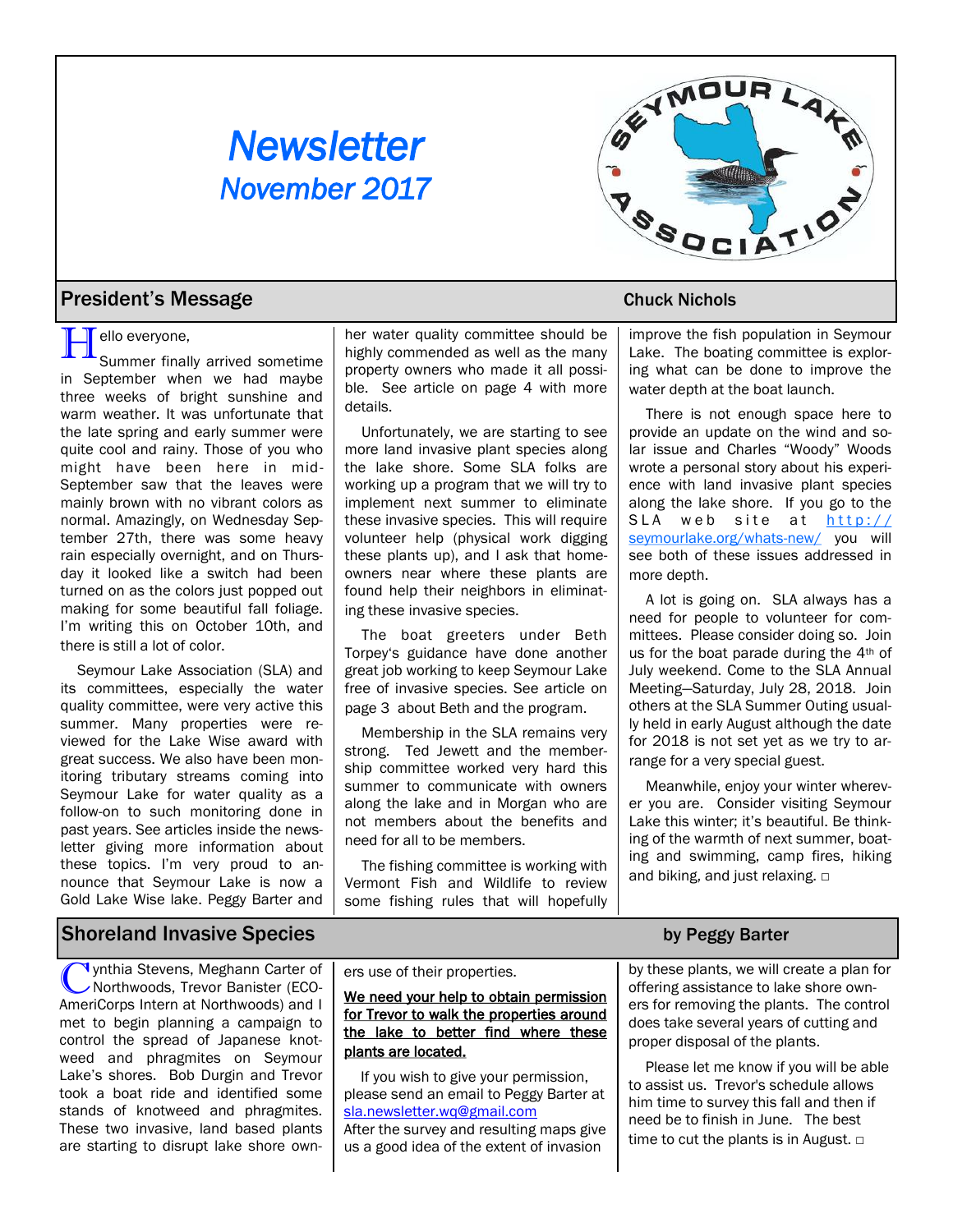# Newsletter
## November 2017

## President's Message

**Chuck Nichols**

Hello everyone,

Summer finally arrived sometime in September when we had maybe three weeks of bright sunshine and warm weather. It was unfortunate that the late spring and early summer were quite cool and rainy. Those of you who might have been here in mid-September saw that the leaves were mainly brown with no vibrant colors as normal. Amazingly, on Wednesday September 27th, there was some heavy rain especially overnight, and on Thursday it looked like a switch had been turned on as the colors just popped out making for some beautiful fall foliage. I'm writing this on October 10th, and there is still a lot of color.

Seymour Lake Association (SLA) and its committees, especially the water quality committee, were very active this summer. Many properties were reviewed for the Lake Wise award with great success. We also have been monitoring tributary streams coming into Seymour Lake for water quality as a follow-on to such monitoring done in past years. See articles inside the newsletter giving more information about these topics. I'm very proud to announce that Seymour Lake is now a Gold Lake Wise lake. Peggy Barter and her water quality committee should be highly commended as well as the many property owners who made it all possible. See article on page 4 with more details.

Unfortunately, we are starting to see more land invasive plant species along the lake shore. Some SLA folks are working up a program that we will try to implement next summer to eliminate these invasive species. This will require volunteer help (physical work digging these plants up), and I ask that homeowners near where these plants are found help their neighbors in eliminating these invasive species.

The boat greeters under Beth Torpey's guidance have done another great job working to keep Seymour Lake free of invasive species. See article on page 3 about Beth and the program.

Membership in the SLA remains very strong. Ted Jewett and the membership committee worked very hard this summer to communicate with owners along the lake and in Morgan who are not members about the benefits and need for all to be members.

The fishing committee is working with Vermont Fish and Wildlife to review some fishing rules that will hopefully improve the fish population in Seymour Lake. The boating committee is exploring what can be done to improve the water depth at the boat launch.

There is not enough space here to provide an update on the wind and solar issue and Charles "Woody" Woods wrote a personal story about his experience with land invasive plant species along the lake shore. If you go to the SLA web site at http://seymourlake.org/whats-new/ you will see both of these issues addressed in more depth.

A lot is going on. SLA always has a need for people to volunteer for committees. Please consider doing so. Join us for the boat parade during the 4th of July weekend. Come to the SLA Annual Meeting—Saturday, July 28, 2018. Join others at the SLA Summer Outing usually held in early August although the date for 2018 is not set yet as we try to arrange for a very special guest.

Meanwhile, enjoy your winter wherever you are. Consider visiting Seymour Lake this winter; it's beautiful. Be thinking of the warmth of next summer, boating and swimming, camp fires, hiking and biking, and just relaxing. □

## Shoreland Invasive Species

**by Peggy Barter**

Cynthia Stevens, Meghann Carter of Northwoods, Trevor Banister (ECO-AmeriCorps Intern at Northwoods) and I met to begin planning a campaign to control the spread of Japanese knotweed and phragmites on Seymour Lake's shores. Bob Durgin and Trevor took a boat ride and identified some stands of knotweed and phragmites. These two invasive, land based plants are starting to disrupt lake shore owners use of their properties.

**We need your help to obtain permission for Trevor to walk the properties around the lake to better find where these plants are located.**

If you wish to give your permission, please send an email to Peggy Barter at sla.newsletter.wq@gmail.com
After the survey and resulting maps give us a good idea of the extent of invasion by these plants, we will create a plan for offering assistance to lake shore owners for removing the plants. The control does take several years of cutting and proper disposal of the plants.

Please let me know if you will be able to assist us. Trevor's schedule allows him time to survey this fall and then if need be to finish in June. The best time to cut the plants is in August. □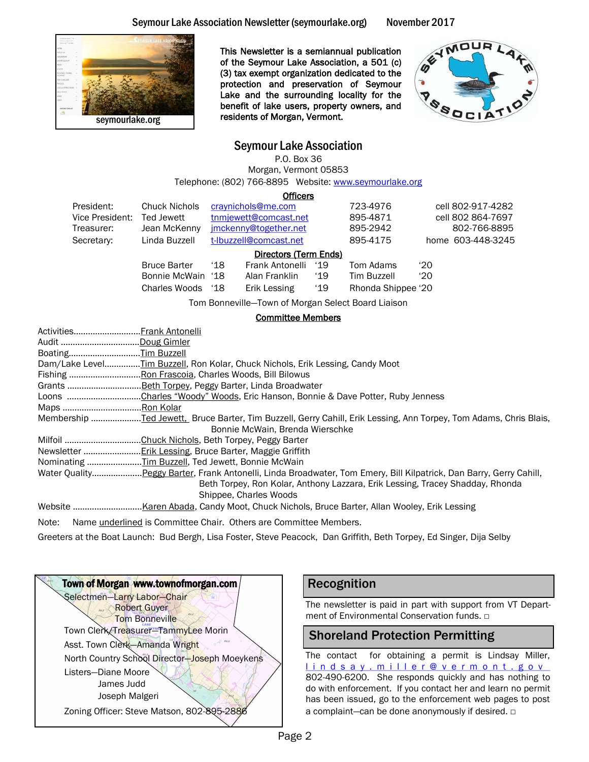seymourlake.org

This Newsletter is a semiannual publication of the Seymour Lake Association, a 501 (c)(3) tax exempt organization dedicated to the protection and preservation of Seymour Lake and the surrounding locality for the benefit of lake users, property owners, and residents of Morgan, Vermont.

## Seymour Lake Association

P.O. Box 36
Morgan, Vermont 05853
Telephone: (802) 766-8895 Website: www.seymourlake.org

### Officers

| | | | | |
|---|---|---|---|---|
| President: | Chuck Nichols | craynichols@me.com | 723-4976 | cell 802-917-4282 |
| Vice President: | Ted Jewett | tnmjewett@comcast.net | 895-4871 | cell 802 864-7697 |
| Treasurer: | Jean McKenny | jmckenny@together.net | 895-2942 | 802-766-8895 |
| Secretary: | Linda Buzzell | t-lbuzzell@comcast.net | 895-4175 | home 603-448-3245 |

### Directors (Term Ends)

| | | | | | |
|---|---|---|---|---|---|
| Bruce Barter | '18 | Frank Antonelli | '19 | Tom Adams | '20 |
| Bonnie McWain | '18 | Alan Franklin | '19 | Tim Buzzell | '20 |
| Charles Woods | '18 | Erik Lessing | '19 | Rhonda Shippee | '20 |

Tom Bonneville—Town of Morgan Select Board Liaison

### Committee Members

Activities............................<u>Frank Antonelli</u>
Audit ................................<u>Doug Gimler</u>
Boating.............................<u>Tim Buzzell</u>
Dam/Lake Level...............<u>Tim Buzzell</u>, Ron Kolar, Chuck Nichols, Erik Lessing, Candy Moot
Fishing ..............................<u>Ron Frascoia</u>, Charles Woods, Bill Bilowus
Grants ...............................<u>Beth Torpey</u>, Peggy Barter, Linda Broadwater
Loons ...............................<u>Charles "Woody" Woods</u>, Eric Hanson, Bonnie & Dave Potter, Ruby Jenness
Maps .................................<u>Ron Kolar</u>
Membership .....................<u>Ted Jewett,</u> Bruce Barter, Tim Buzzell, Gerry Cahill, Erik Lessing, Ann Torpey, Tom Adams, Chris Blais, Bonnie McWain, Brenda Wierschke
Milfoil ...............................<u>Chuck Nichols</u>, Beth Torpey, Peggy Barter
Newsletter ........................<u>Erik Lessing</u>, Bruce Barter, Maggie Griffith
Nominating .......................<u>Tim Buzzell</u>, Ted Jewett, Bonnie McWain
Water Quality.....................<u>Peggy Barter</u>, Frank Antonelli, Linda Broadwater, Tom Emery, Bill Kilpatrick, Dan Barry, Gerry Cahill, Beth Torpey, Ron Kolar, Anthony Lazzara, Erik Lessing, Tracey Shadday, Rhonda Shippee, Charles Woods
Website ............................<u>Karen Abada</u>, Candy Moot, Chuck Nichols, Bruce Barter, Allan Wooley, Erik Lessing

Note: Name <u>underlined</u> is Committee Chair. Others are Committee Members.

Greeters at the Boat Launch: Bud Bergh, Lisa Foster, Steve Peacock, Dan Griffith, Beth Torpey, Ed Singer, Dija Selby

### Town of Morgan www.townofmorgan.com

Selectmen—Larry Labor—Chair
Robert Guyer
Tom Bonneville
Town Clerk/Treasurer—TammyLee Morin
Asst. Town Clerk—Amanda Wright
North Country School Director—Joseph Moeykens
Listers—Diane Moore
James Judd
Joseph Malgeri
Zoning Officer: Steve Matson, 802-895-2886

## Recognition

The newsletter is paid in part with support from VT Department of Environmental Conservation funds. □

## Shoreland Protection Permitting

The contact for obtaining a permit is Lindsay Miller, lindsay.miller@vermont.gov 802-490-6200. She responds quickly and has nothing to do with enforcement. If you contact her and learn no permit has been issued, go to the enforcement web pages to post a complaint—can be done anonymously if desired. □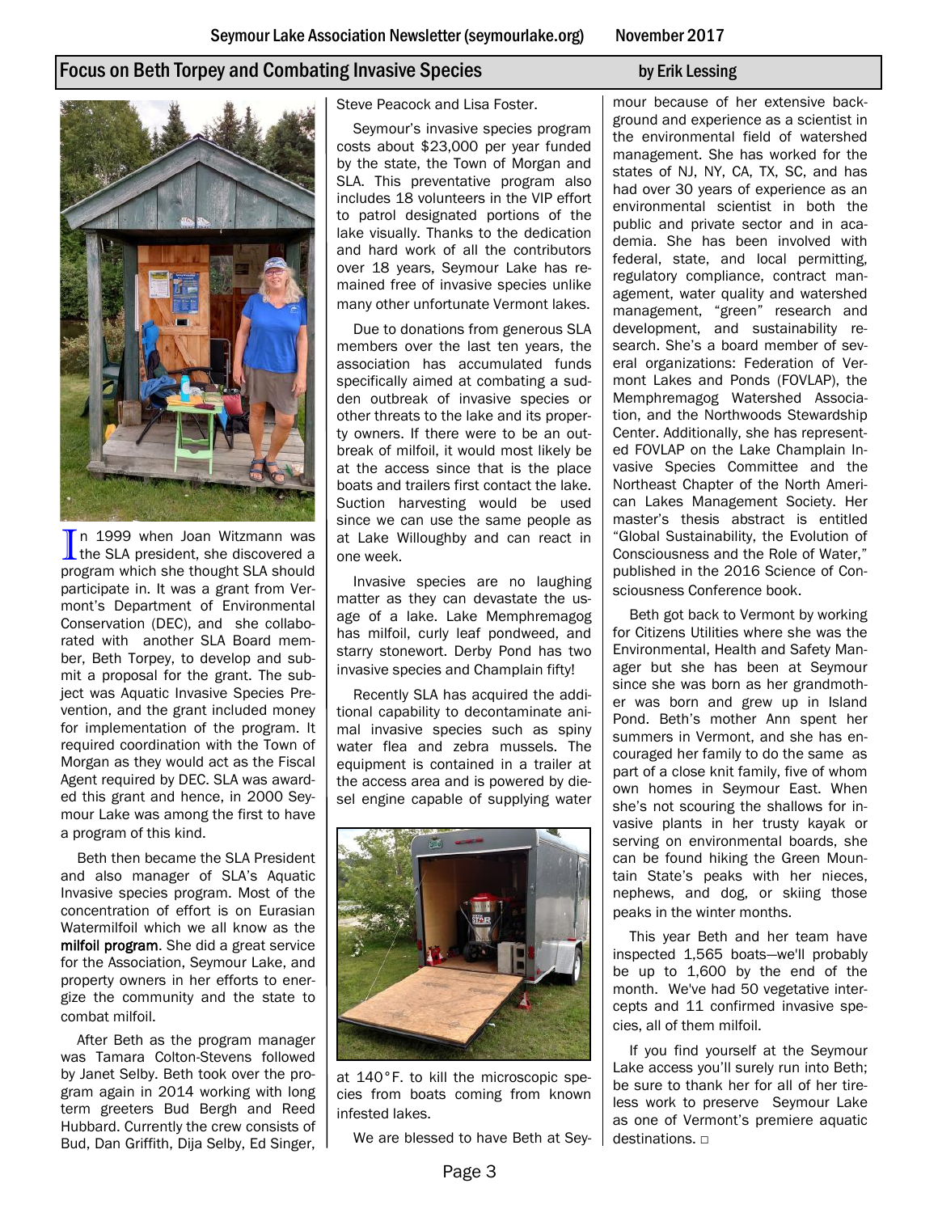## Focus on Beth Torpey and Combating Invasive Species

by Erik Lessing

In 1999 when Joan Witzmann was the SLA president, she discovered a program which she thought SLA should participate in. It was a grant from Vermont's Department of Environmental Conservation (DEC), and she collaborated with another SLA Board member, Beth Torpey, to develop and submit a proposal for the grant. The subject was Aquatic Invasive Species Prevention, and the grant included money for implementation of the program. It required coordination with the Town of Morgan as they would act as the Fiscal Agent required by DEC. SLA was awarded this grant and hence, in 2000 Seymour Lake was among the first to have a program of this kind.

Beth then became the SLA President and also manager of SLA's Aquatic Invasive species program. Most of the concentration of effort is on Eurasian Watermilfoil which we all know as the **milfoil program**. She did a great service for the Association, Seymour Lake, and property owners in her efforts to energize the community and the state to combat milfoil.

After Beth as the program manager was Tamara Colton-Stevens followed by Janet Selby. Beth took over the program again in 2014 working with long term greeters Bud Bergh and Reed Hubbard. Currently the crew consists of Bud, Dan Griffith, Dija Selby, Ed Singer, Steve Peacock and Lisa Foster.

Seymour's invasive species program costs about $23,000 per year funded by the state, the Town of Morgan and SLA. This preventative program also includes 18 volunteers in the VIP effort to patrol designated portions of the lake visually. Thanks to the dedication and hard work of all the contributors over 18 years, Seymour Lake has remained free of invasive species unlike many other unfortunate Vermont lakes.

Due to donations from generous SLA members over the last ten years, the association has accumulated funds specifically aimed at combating a sudden outbreak of invasive species or other threats to the lake and its property owners. If there were to be an outbreak of milfoil, it would most likely be at the access since that is the place boats and trailers first contact the lake. Suction harvesting would be used since we can use the same people as at Lake Willoughby and can react in one week.

Invasive species are no laughing matter as they can devastate the usage of a lake. Lake Memphremagog has milfoil, curly leaf pondweed, and starry stonewort. Derby Pond has two invasive species and Champlain fifty!

Recently SLA has acquired the additional capability to decontaminate animal invasive species such as spiny water flea and zebra mussels. The equipment is contained in a trailer at the access area and is powered by diesel engine capable of supplying water at 140°F. to kill the microscopic species from boats coming from known infested lakes.

We are blessed to have Beth at Seymour because of her extensive background and experience as a scientist in the environmental field of watershed management. She has worked for the states of NJ, NY, CA, TX, SC, and has had over 30 years of experience as an environmental scientist in both the public and private sector and in academia. She has been involved with federal, state, and local permitting, regulatory compliance, contract management, water quality and watershed management, "green" research and development, and sustainability research. She's a board member of several organizations: Federation of Vermont Lakes and Ponds (FOVLAP), the Memphremagog Watershed Association, and the Northwoods Stewardship Center. Additionally, she has represented FOVLAP on the Lake Champlain Invasive Species Committee and the Northeast Chapter of the North American Lakes Management Society. Her master's thesis abstract is entitled "Global Sustainability, the Evolution of Consciousness and the Role of Water," published in the 2016 Science of Consciousness Conference book.

Beth got back to Vermont by working for Citizens Utilities where she was the Environmental, Health and Safety Manager but she has been at Seymour since she was born as her grandmother was born and grew up in Island Pond. Beth's mother Ann spent her summers in Vermont, and she has encouraged her family to do the same as part of a close knit family, five of whom own homes in Seymour East. When she's not scouring the shallows for invasive plants in her trusty kayak or serving on environmental boards, she can be found hiking the Green Mountain State's peaks with her nieces, nephews, and dog, or skiing those peaks in the winter months.

This year Beth and her team have inspected 1,565 boats—we'll probably be up to 1,600 by the end of the month. We've had 50 vegetative intercepts and 11 confirmed invasive species, all of them milfoil.

If you find yourself at the Seymour Lake access you'll surely run into Beth; be sure to thank her for all of her tireless work to preserve Seymour Lake as one of Vermont's premiere aquatic destinations. □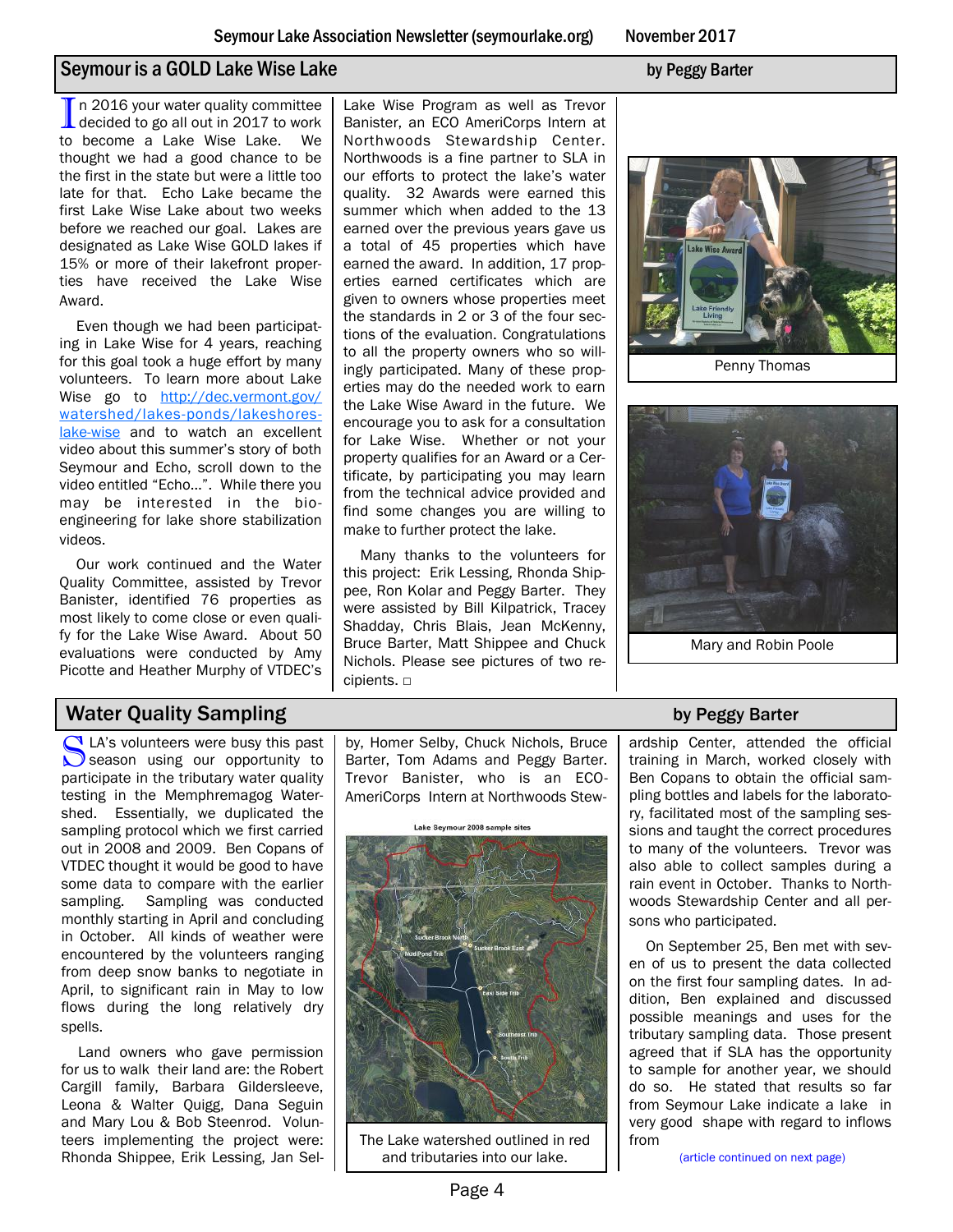## Seymour is a GOLD Lake Wise Lake

by Peggy Barter

In 2016 your water quality committee decided to go all out in 2017 to work to become a Lake Wise Lake. We thought we had a good chance to be the first in the state but were a little too late for that. Echo Lake became the first Lake Wise Lake about two weeks before we reached our goal. Lakes are designated as Lake Wise GOLD lakes if 15% or more of their lakefront properties have received the Lake Wise Award.

Even though we had been participating in Lake Wise for 4 years, reaching for this goal took a huge effort by many volunteers. To learn more about Lake Wise go to http://dec.vermont.gov/watershed/lakes-ponds/lakeshores-lake-wise and to watch an excellent video about this summer's story of both Seymour and Echo, scroll down to the video entitled "Echo...". While there you may be interested in the bio-engineering for lake shore stabilization videos.

Our work continued and the Water Quality Committee, assisted by Trevor Banister, identified 76 properties as most likely to come close or even qualify for the Lake Wise Award. About 50 evaluations were conducted by Amy Picotte and Heather Murphy of VTDEC's Lake Wise Program as well as Trevor Banister, an ECO AmeriCorps Intern at Northwoods Stewardship Center. Northwoods is a fine partner to SLA in our efforts to protect the lake's water quality. 32 Awards were earned this summer which when added to the 13 earned over the previous years gave us a total of 45 properties which have earned the award. In addition, 17 properties earned certificates which are given to owners whose properties meet the standards in 2 or 3 of the four sections of the evaluation. Congratulations to all the property owners who so willingly participated. Many of these properties may do the needed work to earn the Lake Wise Award in the future. We encourage you to ask for a consultation for Lake Wise. Whether or not your property qualifies for an Award or a Certificate, by participating you may learn from the technical advice provided and find some changes you are willing to make to further protect the lake.

Many thanks to the volunteers for this project: Erik Lessing, Rhonda Shippee, Ron Kolar and Peggy Barter. They were assisted by Bill Kilpatrick, Tracey Shadday, Chris Blais, Jean McKenny, Bruce Barter, Matt Shippee and Chuck Nichols. Please see pictures of two recipients. □

Penny Thomas

Mary and Robin Poole

## Water Quality Sampling

by Peggy Barter

SLA's volunteers were busy this past season using our opportunity to participate in the tributary water quality testing in the Memphremagog Watershed. Essentially, we duplicated the sampling protocol which we first carried out in 2008 and 2009. Ben Copans of VTDEC thought it would be good to have some data to compare with the earlier sampling. Sampling was conducted monthly starting in April and concluding in October. All kinds of weather were encountered by the volunteers ranging from deep snow banks to negotiate in April, to significant rain in May to low flows during the long relatively dry spells.

Land owners who gave permission for us to walk their land are: the Robert Cargill family, Barbara Gildersleeve, Leona & Walter Quigg, Dana Seguin and Mary Lou & Bob Steenrod. Volunteers implementing the project were: Rhonda Shippee, Erik Lessing, Jan Selby, Homer Selby, Chuck Nichols, Bruce Barter, Tom Adams and Peggy Barter. Trevor Banister, who is an ECO-AmeriCorps Intern at Northwoods Stewardship Center, attended the official training in March, worked closely with Ben Copans to obtain the official sampling bottles and labels for the laboratory, facilitated most of the sampling sessions and taught the correct procedures to many of the volunteers. Trevor was also able to collect samples during a rain event in October. Thanks to Northwoods Stewardship Center and all persons who participated.

Lake Seymour 2008 sample sites

The Lake watershed outlined in red and tributaries into our lake.

On September 25, Ben met with seven of us to present the data collected on the first four sampling dates. In addition, Ben explained and discussed possible meanings and uses for the tributary sampling data. Those present agreed that if SLA has the opportunity to sample for another year, we should do so. He stated that results so far from Seymour Lake indicate a lake in very good shape with regard to inflows from

(article continued on next page)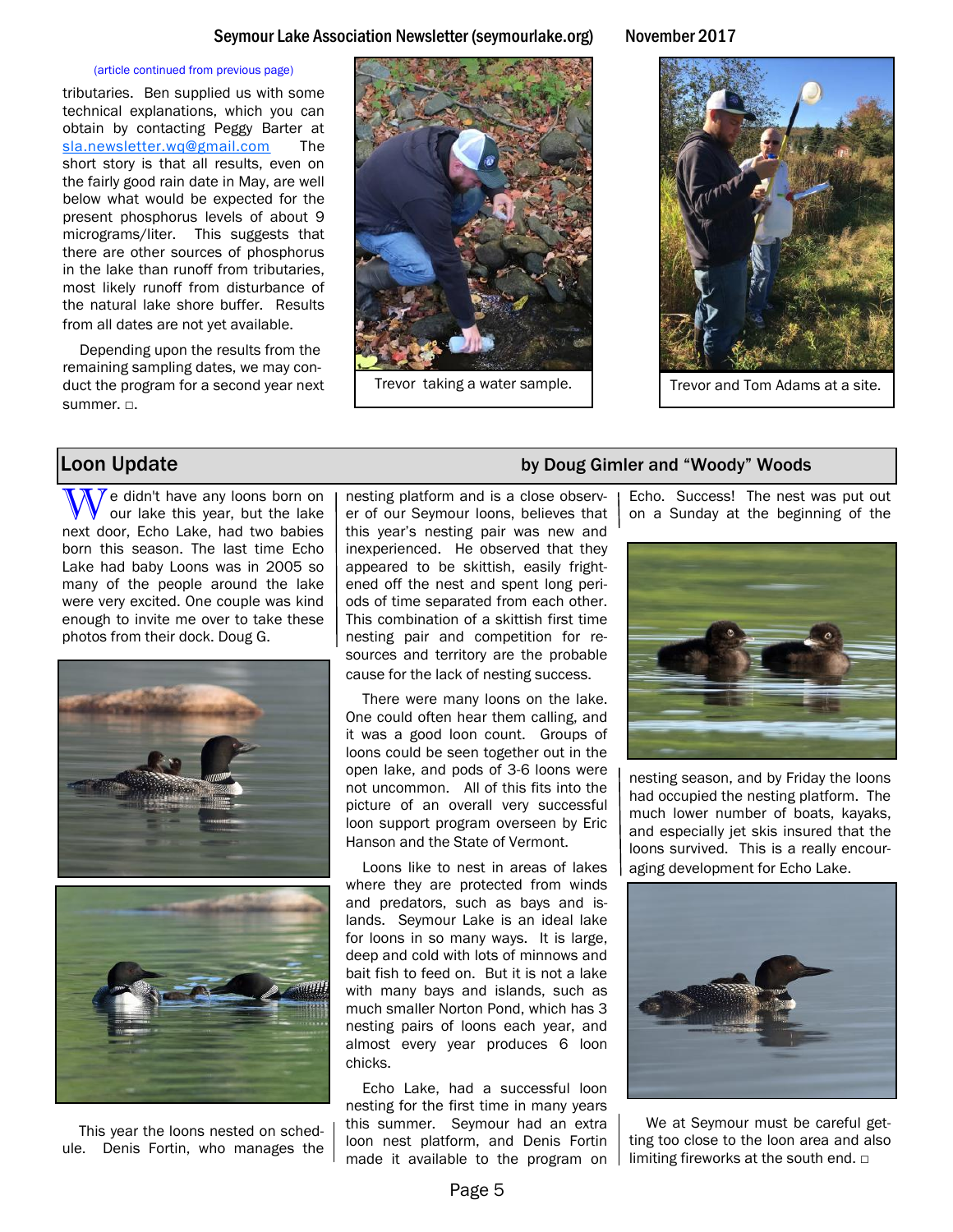(article continued from previous page)

tributaries. Ben supplied us with some technical explanations, which you can obtain by contacting Peggy Barter at sla.newsletter.wq@gmail.com The short story is that all results, even on the fairly good rain date in May, are well below what would be expected for the present phosphorus levels of about 9 micrograms/liter. This suggests that there are other sources of phosphorus in the lake than runoff from tributaries, most likely runoff from disturbance of the natural lake shore buffer. Results from all dates are not yet available.

Depending upon the results from the remaining sampling dates, we may conduct the program for a second year next summer. □.

Trevor taking a water sample.

Trevor and Tom Adams at a site.

## Loon Update

**by Doug Gimler and "Woody" Woods**

We didn't have any loons born on our lake this year, but the lake next door, Echo Lake, had two babies born this season. The last time Echo Lake had baby Loons was in 2005 so many of the people around the lake were very excited. One couple was kind enough to invite me over to take these photos from their dock. Doug G.

This year the loons nested on schedule. Denis Fortin, who manages the nesting platform and is a close observer of our Seymour loons, believes that this year's nesting pair was new and inexperienced. He observed that they appeared to be skittish, easily frightened off the nest and spent long periods of time separated from each other. This combination of a skittish first time nesting pair and competition for resources and territory are the probable cause for the lack of nesting success.

There were many loons on the lake. One could often hear them calling, and it was a good loon count. Groups of loons could be seen together out in the open lake, and pods of 3-6 loons were not uncommon. All of this fits into the picture of an overall very successful loon support program overseen by Eric Hanson and the State of Vermont.

Loons like to nest in areas of lakes where they are protected from winds and predators, such as bays and islands. Seymour Lake is an ideal lake for loons in so many ways. It is large, deep and cold with lots of minnows and bait fish to feed on. But it is not a lake with many bays and islands, such as much smaller Norton Pond, which has 3 nesting pairs of loons each year, and almost every year produces 6 loon chicks.

Echo Lake, had a successful loon nesting for the first time in many years this summer. Seymour had an extra loon nest platform, and Denis Fortin made it available to the program on Echo. Success! The nest was put out on a Sunday at the beginning of the nesting season, and by Friday the loons had occupied the nesting platform. The much lower number of boats, kayaks, and especially jet skis insured that the loons survived. This is a really encouraging development for Echo Lake.

We at Seymour must be careful getting too close to the loon area and also limiting fireworks at the south end. □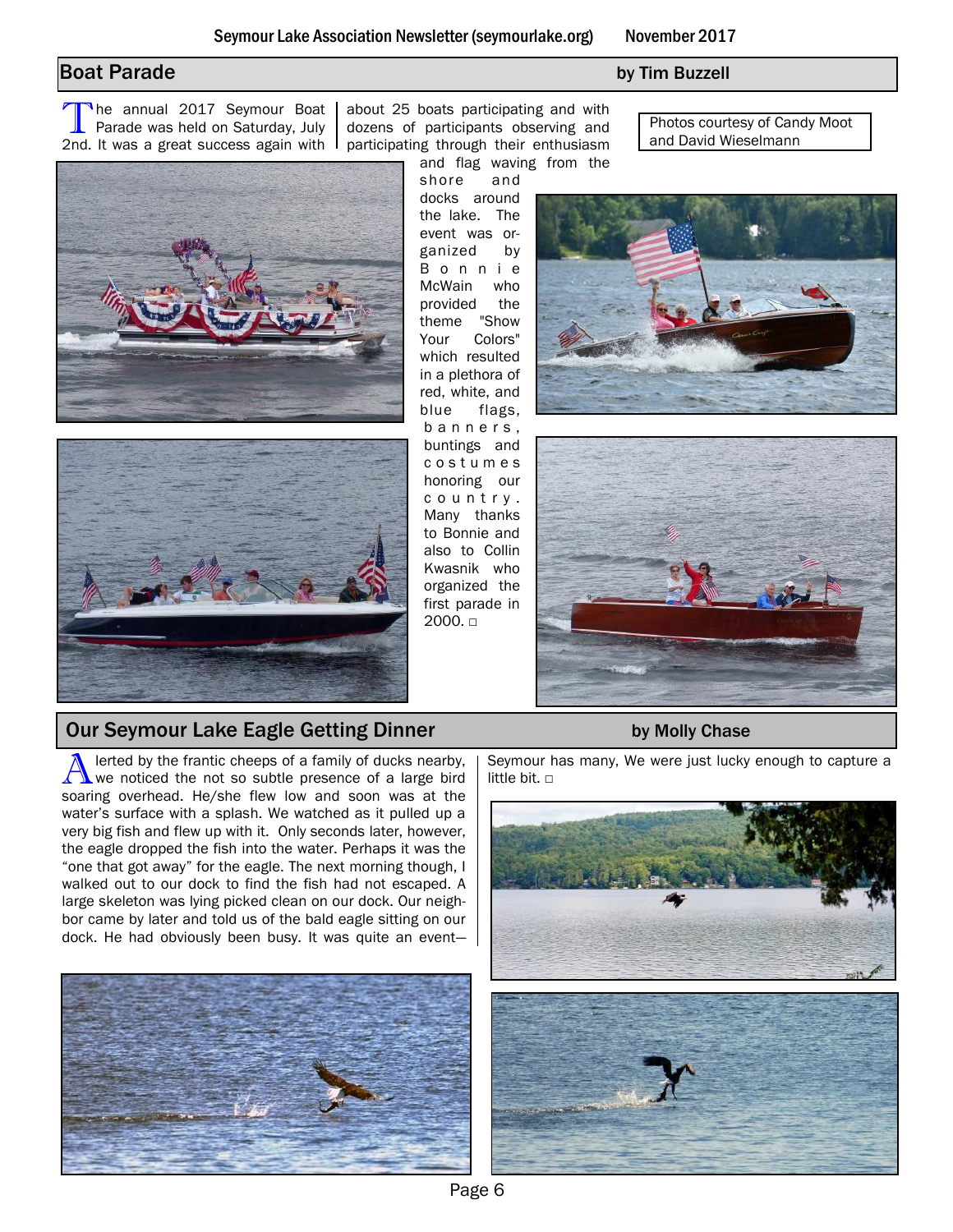## Boat Parade

**by Tim Buzzell**

Photos courtesy of Candy Moot and David Wieselmann

The annual 2017 Seymour Boat Parade was held on Saturday, July 2nd. It was a great success again with about 25 boats participating and with dozens of participants observing and participating through their enthusiasm and flag waving from the shore and docks around the lake. The event was organized by Bonnie McWain who provided the theme "Show Your Colors" which resulted in a plethora of red, white, and blue flags, banners, buntings and costumes honoring our country. Many thanks to Bonnie and also to Collin Kwasnik who organized the first parade in 2000. □

## Our Seymour Lake Eagle Getting Dinner

**by Molly Chase**

Alerted by the frantic cheeps of a family of ducks nearby, we noticed the not so subtle presence of a large bird soaring overhead. He/she flew low and soon was at the water's surface with a splash. We watched as it pulled up a very big fish and flew up with it. Only seconds later, however, the eagle dropped the fish into the water. Perhaps it was the "one that got away" for the eagle. The next morning though, I walked out to our dock to find the fish had not escaped. A large skeleton was lying picked clean on our dock. Our neighbor came by later and told us of the bald eagle sitting on our dock. He had obviously been busy. It was quite an event—Seymour has many, We were just lucky enough to capture a little bit. □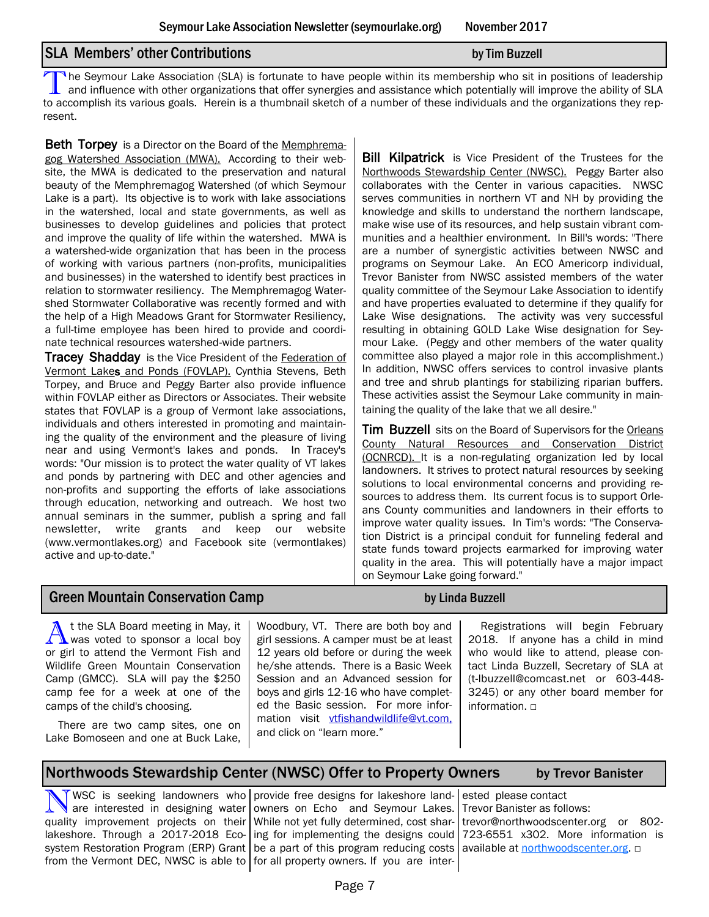## SLA Members' other Contributions

**by Tim Buzzell**

The Seymour Lake Association (SLA) is fortunate to have people within its membership who sit in positions of leadership and influence with other organizations that offer synergies and assistance which potentially will improve the ability of SLA to accomplish its various goals. Herein is a thumbnail sketch of a number of these individuals and the organizations they represent.

**Beth Torpey** is a Director on the Board of the Memphremagog Watershed Association (MWA). According to their website, the MWA is dedicated to the preservation and natural beauty of the Memphremagog Watershed (of which Seymour Lake is a part). Its objective is to work with lake associations in the watershed, local and state governments, as well as businesses to develop guidelines and policies that protect and improve the quality of life within the watershed. MWA is a watershed-wide organization that has been in the process of working with various partners (non-profits, municipalities and businesses) in the watershed to identify best practices in relation to stormwater resiliency. The Memphremagog Watershed Stormwater Collaborative was recently formed and with the help of a High Meadows Grant for Stormwater Resiliency, a full-time employee has been hired to provide and coordinate technical resources watershed-wide partners.

**Tracey Shadday** is the Vice President of the Federation of Vermont Lakes and Ponds (FOVLAP). Cynthia Stevens, Beth Torpey, and Bruce and Peggy Barter also provide influence within FOVLAP either as Directors or Associates. Their website states that FOVLAP is a group of Vermont lake associations, individuals and others interested in promoting and maintaining the quality of the environment and the pleasure of living near and using Vermont's lakes and ponds. In Tracey's words: "Our mission is to protect the water quality of VT lakes and ponds by partnering with DEC and other agencies and non-profits and supporting the efforts of lake associations through education, networking and outreach. We host two annual seminars in the summer, publish a spring and fall newsletter, write grants and keep our website (www.vermontlakes.org) and Facebook site (vermontlakes) active and up-to-date."

**Bill Kilpatrick** is Vice President of the Trustees for the Northwoods Stewardship Center (NWSC). Peggy Barter also collaborates with the Center in various capacities. NWSC serves communities in northern VT and NH by providing the knowledge and skills to understand the northern landscape, make wise use of its resources, and help sustain vibrant communities and a healthier environment. In Bill's words: "There are a number of synergistic activities between NWSC and programs on Seymour Lake. An ECO Americorp individual, Trevor Banister from NWSC assisted members of the water quality committee of the Seymour Lake Association to identify and have properties evaluated to determine if they qualify for Lake Wise designations. The activity was very successful resulting in obtaining GOLD Lake Wise designation for Seymour Lake. (Peggy and other members of the water quality committee also played a major role in this accomplishment.) In addition, NWSC offers services to control invasive plants and tree and shrub plantings for stabilizing riparian buffers. These activities assist the Seymour Lake community in maintaining the quality of the lake that we all desire."

**Tim Buzzell** sits on the Board of Supervisors for the Orleans County Natural Resources and Conservation District (OCNRCD). It is a non-regulating organization led by local landowners. It strives to protect natural resources by seeking solutions to local environmental concerns and providing resources to address them. Its current focus is to support Orleans County communities and landowners in their efforts to improve water quality issues. In Tim's words: "The Conservation District is a principal conduit for funneling federal and state funds toward projects earmarked for improving water quality in the area. This will potentially have a major impact on Seymour Lake going forward."

## Green Mountain Conservation Camp

**by Linda Buzzell**

At the SLA Board meeting in May, it was voted to sponsor a local boy or girl to attend the Vermont Fish and Wildlife Green Mountain Conservation Camp (GMCC). SLA will pay the $250 camp fee for a week at one of the camps of the child's choosing.

There are two camp sites, one on Lake Bomoseen and one at Buck Lake, Woodbury, VT. There are both boy and girl sessions. A camper must be at least 12 years old before or during the week he/she attends. There is a Basic Week Session and an Advanced session for boys and girls 12-16 who have completed the Basic session. For more information visit vtfishandwildlife@vt.com, and click on "learn more."

Registrations will begin February 2018. If anyone has a child in mind who would like to attend, please contact Linda Buzzell, Secretary of SLA at (t-lbuzzell@comcast.net or 603-448-3245) or any other board member for information. □

## Northwoods Stewardship Center (NWSC) Offer to Property Owners

**by Trevor Banister**

NWSC is seeking landowners who are interested in designing water quality improvement projects on their lakeshore. Through a 2017-2018 Ecosystem Restoration Program (ERP) Grant from the Vermont DEC, NWSC is able to provide free designs for lakeshore landowners on Echo and Seymour Lakes. While not yet fully determined, cost sharing for implementing the designs could be a part of this program reducing costs for all property owners. If you are interested please contact Trevor Banister as follows: trevor@northwoodscenter.org or 802-723-6551 x302. More information is available at northwoodscenter.org. □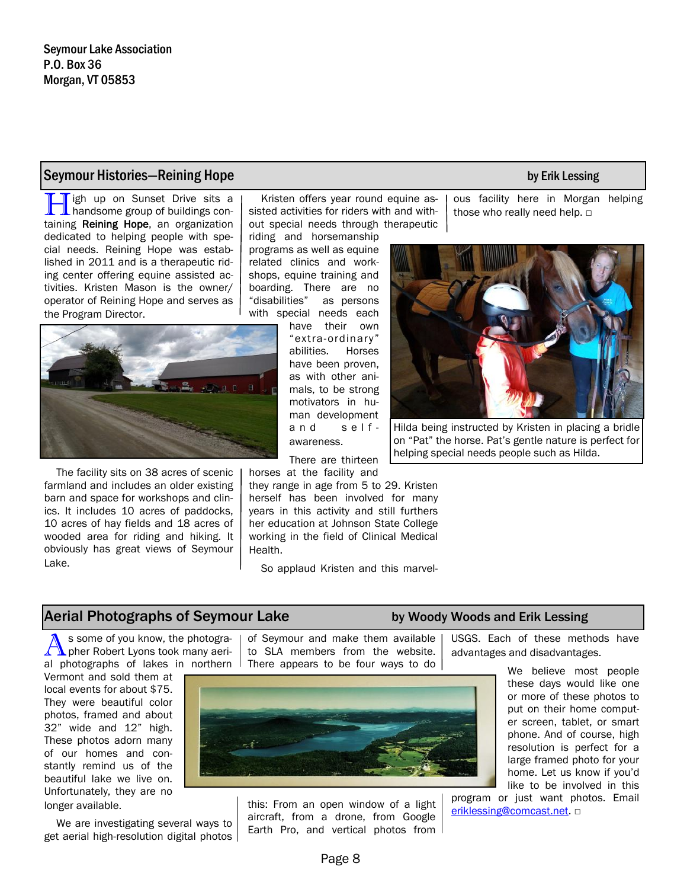Seymour Lake Association
P.O. Box 36
Morgan, VT 05853

## Seymour Histories—Reining Hope

by Erik Lessing

High up on Sunset Drive sits a handsome group of buildings containing **Reining Hope**, an organization dedicated to helping people with special needs. Reining Hope was established in 2011 and is a therapeutic riding center offering equine assisted activities. Kristen Mason is the owner/ operator of Reining Hope and serves as the Program Director.

The facility sits on 38 acres of scenic farmland and includes an older existing barn and space for workshops and clinics. It includes 10 acres of paddocks, 10 acres of hay fields and 18 acres of wooded area for riding and hiking. It obviously has great views of Seymour Lake.

Kristen offers year round equine assisted activities for riders with and without special needs through therapeutic riding and horsemanship programs as well as equine related clinics and workshops, equine training and boarding. There are no "disabilities" as persons with special needs each have their own "extra-ordinary" abilities. Horses have been proven, as with other animals, to be strong motivators in human development and self-awareness.

There are thirteen horses at the facility and they range in age from 5 to 29. Kristen herself has been involved for many years in this activity and still furthers her education at Johnson State College working in the field of Clinical Medical Health.

So applaud Kristen and this marvelous facility here in Morgan helping those who really need help. □

Hilda being instructed by Kristen in placing a bridle on "Pat" the horse. Pat's gentle nature is perfect for helping special needs people such as Hilda.

## Aerial Photographs of Seymour Lake

by Woody Woods and Erik Lessing

As some of you know, the photographer Robert Lyons took many aerial photographs of lakes in northern Vermont and sold them at local events for about $75. They were beautiful color photos, framed and about 32" wide and 12" high. These photos adorn many of our homes and constantly remind us of the beautiful lake we live on. Unfortunately, they are no longer available.

We are investigating several ways to get aerial high-resolution digital photos of Seymour and make them available to SLA members from the website. There appears to be four ways to do this: From an open window of a light aircraft, from a drone, from Google Earth Pro, and vertical photos from USGS. Each of these methods have advantages and disadvantages.

We believe most people these days would like one or more of these photos to put on their home computer screen, tablet, or smart phone. And of course, high resolution is perfect for a large framed photo for your home. Let us know if you'd like to be involved in this program or just want photos. Email eriklessing@comcast.net. □